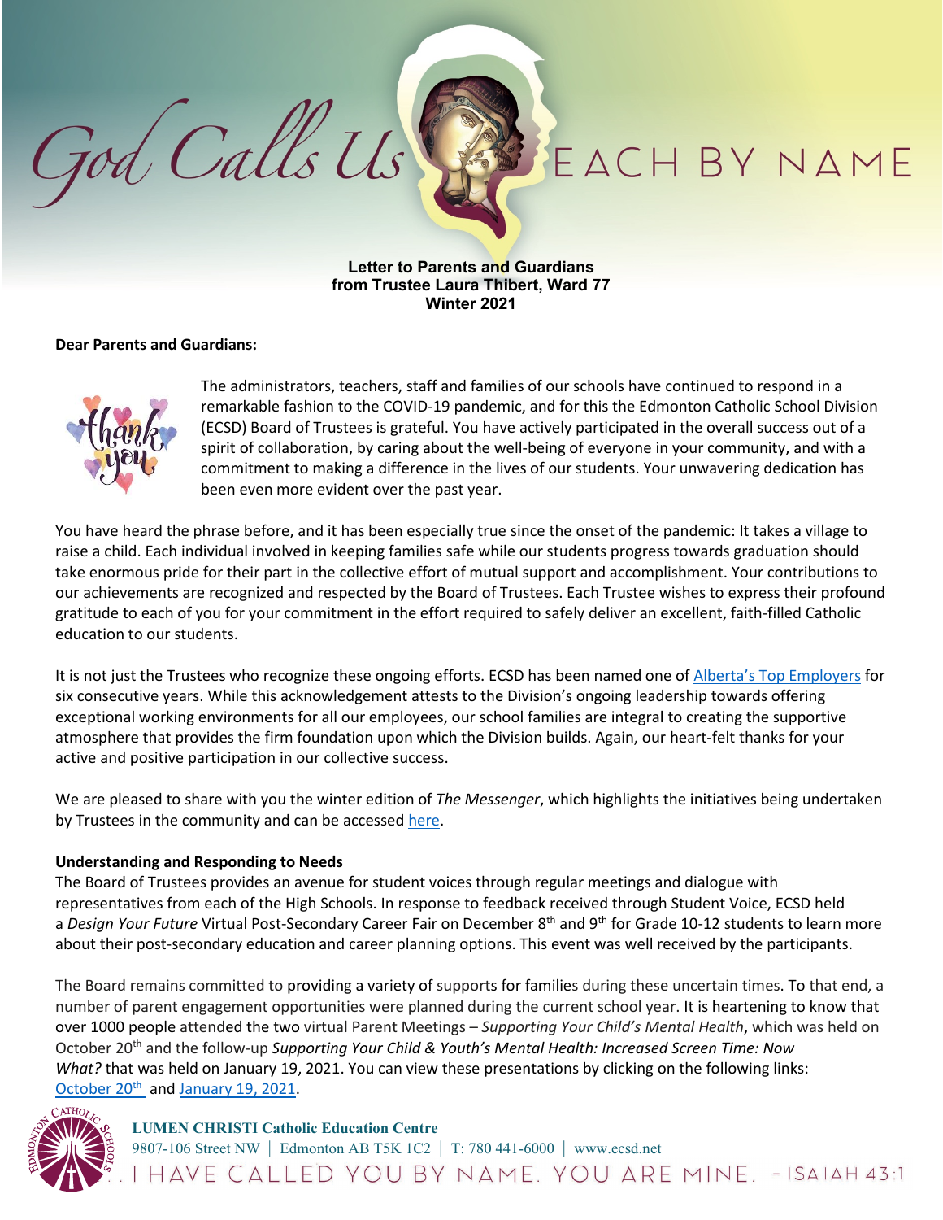**Letter to Parents and Guardians**
**from Trustee Laura Thibert, Ward 77**
**Winter 2021**

**Dear Parents and Guardians:**

The administrators, teachers, staff and families of our schools have continued to respond in a remarkable fashion to the COVID-19 pandemic, and for this the Edmonton Catholic School Division (ECSD) Board of Trustees is grateful. You have actively participated in the overall success out of a spirit of collaboration, by caring about the well-being of everyone in your community, and with a commitment to making a difference in the lives of our students. Your unwavering dedication has been even more evident over the past year.

You have heard the phrase before, and it has been especially true since the onset of the pandemic: It takes a village to raise a child. Each individual involved in keeping families safe while our students progress towards graduation should take enormous pride for their part in the collective effort of mutual support and accomplishment. Your contributions to our achievements are recognized and respected by the Board of Trustees. Each Trustee wishes to express their profound gratitude to each of you for your commitment in the effort required to safely deliver an excellent, faith-filled Catholic education to our students.

It is not just the Trustees who recognize these ongoing efforts. ECSD has been named one of Alberta's Top Employers for six consecutive years. While this acknowledgement attests to the Division's ongoing leadership towards offering exceptional working environments for all our employees, our school families are integral to creating the supportive atmosphere that provides the firm foundation upon which the Division builds. Again, our heart-felt thanks for your active and positive participation in our collective success.

We are pleased to share with you the winter edition of *The Messenger*, which highlights the initiatives being undertaken by Trustees in the community and can be accessed here.

**Understanding and Responding to Needs**

The Board of Trustees provides an avenue for student voices through regular meetings and dialogue with representatives from each of the High Schools. In response to feedback received through Student Voice, ECSD held a *Design Your Future* Virtual Post-Secondary Career Fair on December 8th and 9th for Grade 10-12 students to learn more about their post-secondary education and career planning options. This event was well received by the participants.

The Board remains committed to providing a variety of supports for families during these uncertain times. To that end, a number of parent engagement opportunities were planned during the current school year. It is heartening to know that over 1000 people attended the two virtual Parent Meetings – *Supporting Your Child's Mental Health*, which was held on October 20th and the follow-up *Supporting Your Child & Youth's Mental Health: Increased Screen Time: Now What?* that was held on January 19, 2021. You can view these presentations by clicking on the following links: October 20th and January 19, 2021.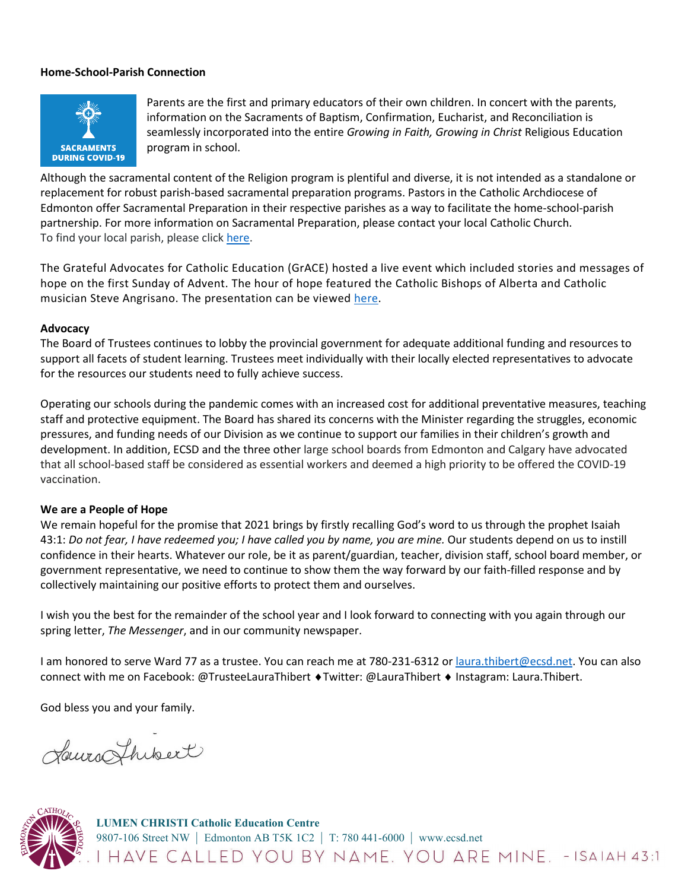**Home-School-Parish Connection**

Parents are the first and primary educators of their own children. In concert with the parents, information on the Sacraments of Baptism, Confirmation, Eucharist, and Reconciliation is seamlessly incorporated into the entire *Growing in Faith, Growing in Christ* Religious Education program in school.

Although the sacramental content of the Religion program is plentiful and diverse, it is not intended as a standalone or replacement for robust parish-based sacramental preparation programs. Pastors in the Catholic Archdiocese of Edmonton offer Sacramental Preparation in their respective parishes as a way to facilitate the home-school-parish partnership. For more information on Sacramental Preparation, please contact your local Catholic Church. To find your local parish, please click here.

The Grateful Advocates for Catholic Education (GrACE) hosted a live event which included stories and messages of hope on the first Sunday of Advent. The hour of hope featured the Catholic Bishops of Alberta and Catholic musician Steve Angrisano. The presentation can be viewed here.

**Advocacy**

The Board of Trustees continues to lobby the provincial government for adequate additional funding and resources to support all facets of student learning. Trustees meet individually with their locally elected representatives to advocate for the resources our students need to fully achieve success.

Operating our schools during the pandemic comes with an increased cost for additional preventative measures, teaching staff and protective equipment. The Board has shared its concerns with the Minister regarding the struggles, economic pressures, and funding needs of our Division as we continue to support our families in their children's growth and development. In addition, ECSD and the three other large school boards from Edmonton and Calgary have advocated that all school-based staff be considered as essential workers and deemed a high priority to be offered the COVID-19 vaccination.

**We are a People of Hope**

We remain hopeful for the promise that 2021 brings by firstly recalling God's word to us through the prophet Isaiah 43:1: *Do not fear, I have redeemed you; I have called you by name, you are mine.* Our students depend on us to instill confidence in their hearts. Whatever our role, be it as parent/guardian, teacher, division staff, school board member, or government representative, we need to continue to show them the way forward by our faith-filled response and by collectively maintaining our positive efforts to protect them and ourselves.

I wish you the best for the remainder of the school year and I look forward to connecting with you again through our spring letter, *The Messenger*, and in our community newspaper.

I am honored to serve Ward 77 as a trustee. You can reach me at 780-231-6312 or laura.thibert@ecsd.net. You can also connect with me on Facebook: @TrusteeLauraThibert ♦Twitter: @LauraThibert ♦ Instagram: Laura.Thibert.

God bless you and your family.

Laura Thibert

**LUMEN CHRISTI Catholic Education Centre**
9807-106 Street NW | Edmonton AB T5K 1C2 | T: 780 441-6000 | www.ecsd.net
...I HAVE CALLED YOU BY NAME. YOU ARE MINE. - ISAIAH 43:1